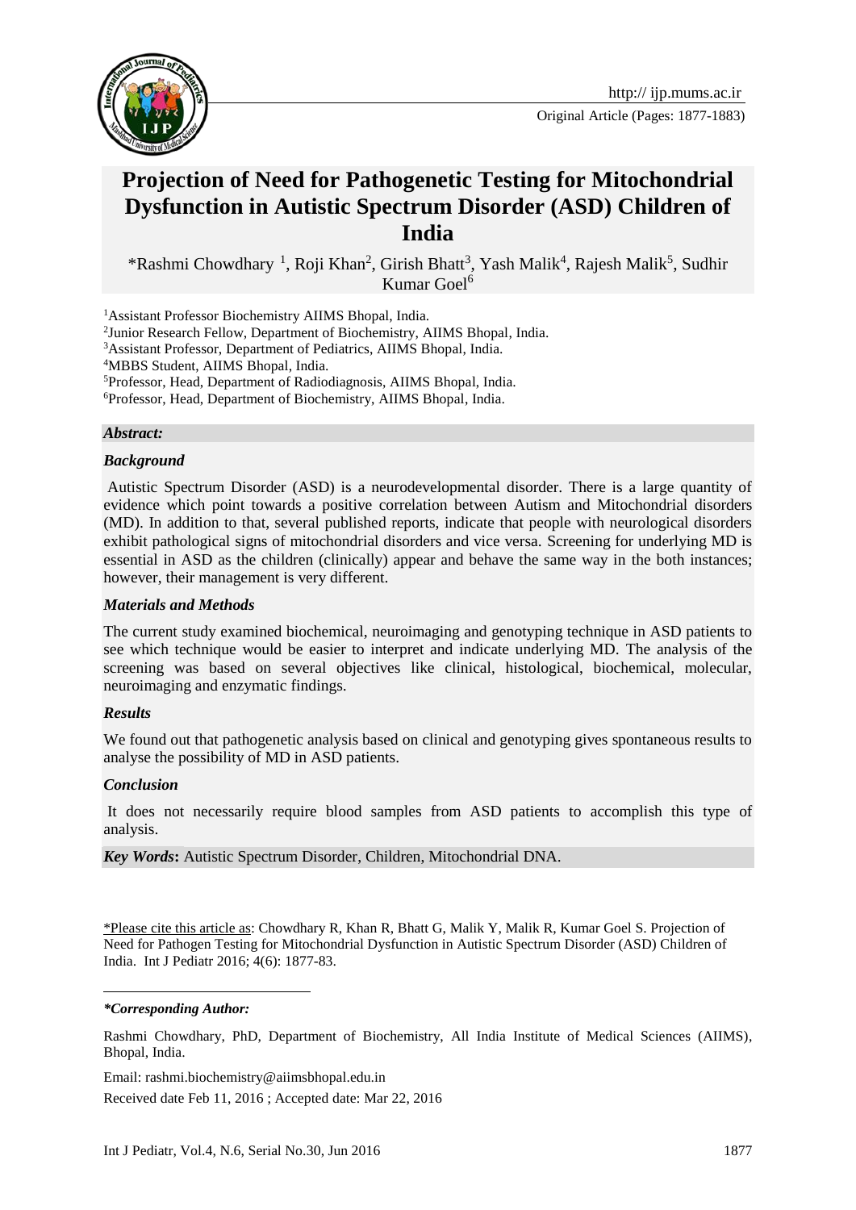Original Article (Pages: 1877-1883)

# Projection of Need for Pathogenetic Testing for Mitochondrial Dysfunction in Autistic Spectrum Disorder (ASD) Children of India

*Rashmi Chowdhary [1], Roji Khan[2], Girish Bhatt[3], Yash Malik[4], Rajesh Malik[5], Sudhir Kumar Goel[6]

[1]Assistant Professor Biochemistry AIIMS Bhopal, India.
[2]Junior Research Fellow, Department of Biochemistry, AIIMS Bhopal, India.
[3]Assistant Professor, Department of Pediatrics, AIIMS Bhopal, India.
[4]MBBS Student, AIIMS Bhopal, India.
[5]Professor, Head, Department of Radiodiagnosis, AIIMS Bhopal, India.
[6]Professor, Head, Department of Biochemistry, AIIMS Bhopal, India.

***Abstract:***

***Background***

Autistic Spectrum Disorder (ASD) is a neurodevelopmental disorder. There is a large quantity of evidence which point towards a positive correlation between Autism and Mitochondrial disorders (MD). In addition to that, several published reports, indicate that people with neurological disorders exhibit pathological signs of mitochondrial disorders and vice versa. Screening for underlying MD is essential in ASD as the children (clinically) appear and behave the same way in the both instances; however, their management is very different.

***Materials and Methods***

The current study examined biochemical, neuroimaging and genotyping technique in ASD patients to see which technique would be easier to interpret and indicate underlying MD. The analysis of the screening was based on several objectives like clinical, histological, biochemical, molecular, neuroimaging and enzymatic findings.

***Results***

We found out that pathogenetic analysis based on clinical and genotyping gives spontaneous results to analyse the possibility of MD in ASD patients.

***Conclusion***

It does not necessarily require blood samples from ASD patients to accomplish this type of analysis.

***Key Words*:** Autistic Spectrum Disorder, Children, Mitochondrial DNA.

*Please cite this article as: Chowdhary R, Khan R, Bhatt G, Malik Y, Malik R, Kumar Goel S. Projection of Need for Pathogen Testing for Mitochondrial Dysfunction in Autistic Spectrum Disorder (ASD) Children of India. Int J Pediatr 2016; 4(6): 1877-83.

***\*Corresponding Author:***

Rashmi Chowdhary, PhD, Department of Biochemistry, All India Institute of Medical Sciences (AIIMS), Bhopal, India.

Email: rashmi.biochemistry@aiimsbhopal.edu.in

Received date Feb 11, 2016 ; Accepted date: Mar 22, 2016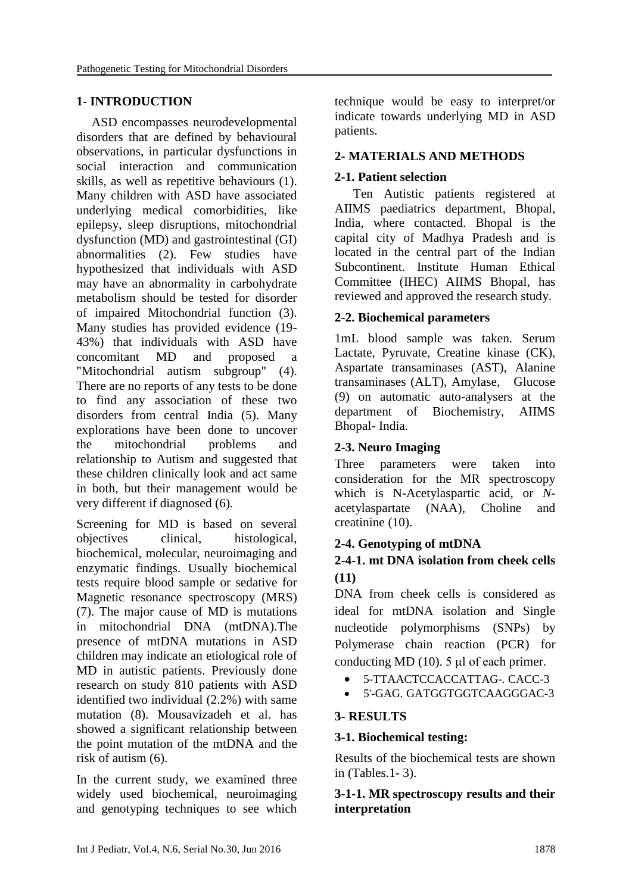## 1- INTRODUCTION

ASD encompasses neurodevelopmental disorders that are defined by behavioural observations, in particular dysfunctions in social interaction and communication skills, as well as repetitive behaviours (1). Many children with ASD have associated underlying medical comorbidities, like epilepsy, sleep disruptions, mitochondrial dysfunction (MD) and gastrointestinal (GI) abnormalities (2). Few studies have hypothesized that individuals with ASD may have an abnormality in carbohydrate metabolism should be tested for disorder of impaired Mitochondrial function (3). Many studies has provided evidence (19-43%) that individuals with ASD have concomitant MD and proposed a "Mitochondrial autism subgroup" (4). There are no reports of any tests to be done to find any association of these two disorders from central India (5). Many explorations have been done to uncover the mitochondrial problems and relationship to Autism and suggested that these children clinically look and act same in both, but their management would be very different if diagnosed (6).

Screening for MD is based on several objectives clinical, histological, biochemical, molecular, neuroimaging and enzymatic findings. Usually biochemical tests require blood sample or sedative for Magnetic resonance spectroscopy (MRS) (7). The major cause of MD is mutations in mitochondrial DNA (mtDNA).The presence of mtDNA mutations in ASD children may indicate an etiological role of MD in autistic patients. Previously done research on study 810 patients with ASD identified two individual (2.2%) with same mutation (8). Mousavizadeh et al. has showed a significant relationship between the point mutation of the mtDNA and the risk of autism (6).

In the current study, we examined three widely used biochemical, neuroimaging and genotyping techniques to see which technique would be easy to interpret/or indicate towards underlying MD in ASD patients.

## 2- MATERIALS AND METHODS

### 2-1. Patient selection

Ten Autistic patients registered at AIIMS paediatrics department, Bhopal, India, where contacted. Bhopal is the capital city of Madhya Pradesh and is located in the central part of the Indian Subcontinent. Institute Human Ethical Committee (IHEC) AIIMS Bhopal, has reviewed and approved the research study.

### 2-2. Biochemical parameters

1mL blood sample was taken. Serum Lactate, Pyruvate, Creatine kinase (CK), Aspartate transaminases (AST), Alanine transaminases (ALT), Amylase, Glucose (9) on automatic auto-analysers at the department of Biochemistry, AIIMS Bhopal- India.

### 2-3. Neuro Imaging

Three parameters were taken into consideration for the MR spectroscopy which is N-Acetylaspartic acid, or *N*-acetylaspartate (NAA), Choline and creatinine (10).

### 2-4. Genotyping of mtDNA

#### 2-4-1. mt DNA isolation from cheek cells (11)

DNA from cheek cells is considered as ideal for mtDNA isolation and Single nucleotide polymorphisms (SNPs) by Polymerase chain reaction (PCR) for conducting MD (10). 5 μl of each primer.

- 5-TTAACTCCACCATTAG-. CACC-3
- 5'-GAG. GATGGTGGTCAAGGGAC-3

## 3- RESULTS

### 3-1. Biochemical testing:

Results of the biochemical tests are shown in (Tables.1- 3).

#### 3-1-1. MR spectroscopy results and their interpretation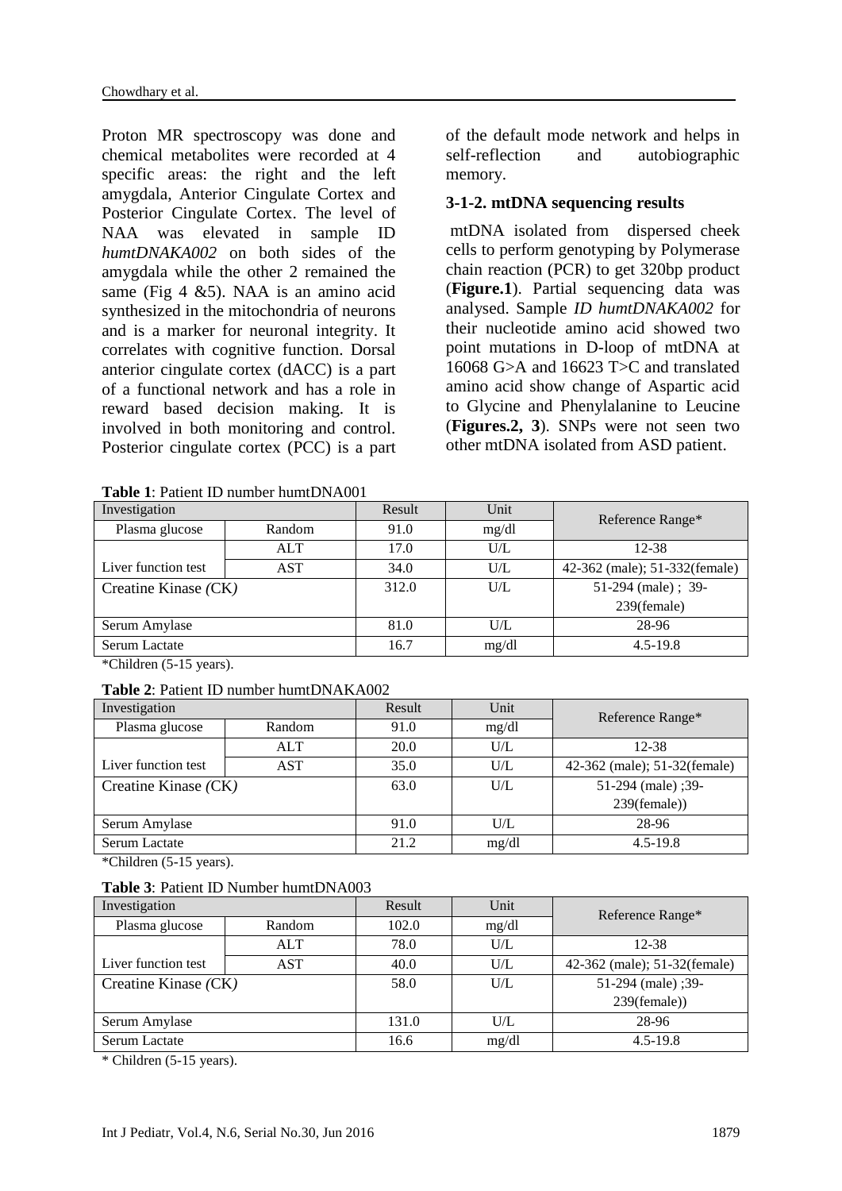Proton MR spectroscopy was done and chemical metabolites were recorded at 4 specific areas: the right and the left amygdala, Anterior Cingulate Cortex and Posterior Cingulate Cortex. The level of NAA was elevated in sample ID *humtDNAKA002* on both sides of the amygdala while the other 2 remained the same (Fig 4 &5). NAA is an amino acid synthesized in the mitochondria of neurons and is a marker for neuronal integrity. It correlates with cognitive function. Dorsal anterior cingulate cortex (dACC) is a part of a functional network and has a role in reward based decision making. It is involved in both monitoring and control. Posterior cingulate cortex (PCC) is a part of the default mode network and helps in self-reflection and autobiographic memory.

### 3-1-2. mtDNA sequencing results

mtDNA isolated from dispersed cheek cells to perform genotyping by Polymerase chain reaction (PCR) to get 320bp product (**Figure.1**). Partial sequencing data was analysed. Sample *ID humtDNAKA002* for their nucleotide amino acid showed two point mutations in D-loop of mtDNA at 16068 G>A and 16623 T>C and translated amino acid show change of Aspartic acid to Glycine and Phenylalanine to Leucine (**Figures.2, 3**). SNPs were not seen two other mtDNA isolated from ASD patient.

**Table 1**: Patient ID number humtDNA001

| Investigation | | Result | Unit | Reference Range* |
|---|---|---|---|---|
| Plasma glucose | Random | 91.0 | mg/dl | |
| Liver function test | ALT | 17.0 | U/L | 12-38 |
| | AST | 34.0 | U/L | 42-362 (male); 51-332(female) |
| Creatine Kinase *(CK)* | | 312.0 | U/L | 51-294 (male) ; 39-239(female) |
| Serum Amylase | | 81.0 | U/L | 28-96 |
| Serum Lactate | | 16.7 | mg/dl | 4.5-19.8 |

*Children (5-15 years).

**Table 2**: Patient ID number humtDNAKA002

| Investigation | | Result | Unit | Reference Range* |
|---|---|---|---|---|
| Plasma glucose | Random | 91.0 | mg/dl | |
| Liver function test | ALT | 20.0 | U/L | 12-38 |
| | AST | 35.0 | U/L | 42-362 (male); 51-32(female) |
| Creatine Kinase *(CK)* | | 63.0 | U/L | 51-294 (male) ;39-239(female)) |
| Serum Amylase | | 91.0 | U/L | 28-96 |
| Serum Lactate | | 21.2 | mg/dl | 4.5-19.8 |

*Children (5-15 years).

**Table 3**: Patient ID Number humtDNA003

| Investigation | | Result | Unit | Reference Range* |
|---|---|---|---|---|
| Plasma glucose | Random | 102.0 | mg/dl | |
| Liver function test | ALT | 78.0 | U/L | 12-38 |
| | AST | 40.0 | U/L | 42-362 (male); 51-32(female) |
| Creatine Kinase *(CK)* | | 58.0 | U/L | 51-294 (male) ;39-239(female)) |
| Serum Amylase | | 131.0 | U/L | 28-96 |
| Serum Lactate | | 16.6 | mg/dl | 4.5-19.8 |

* Children (5-15 years).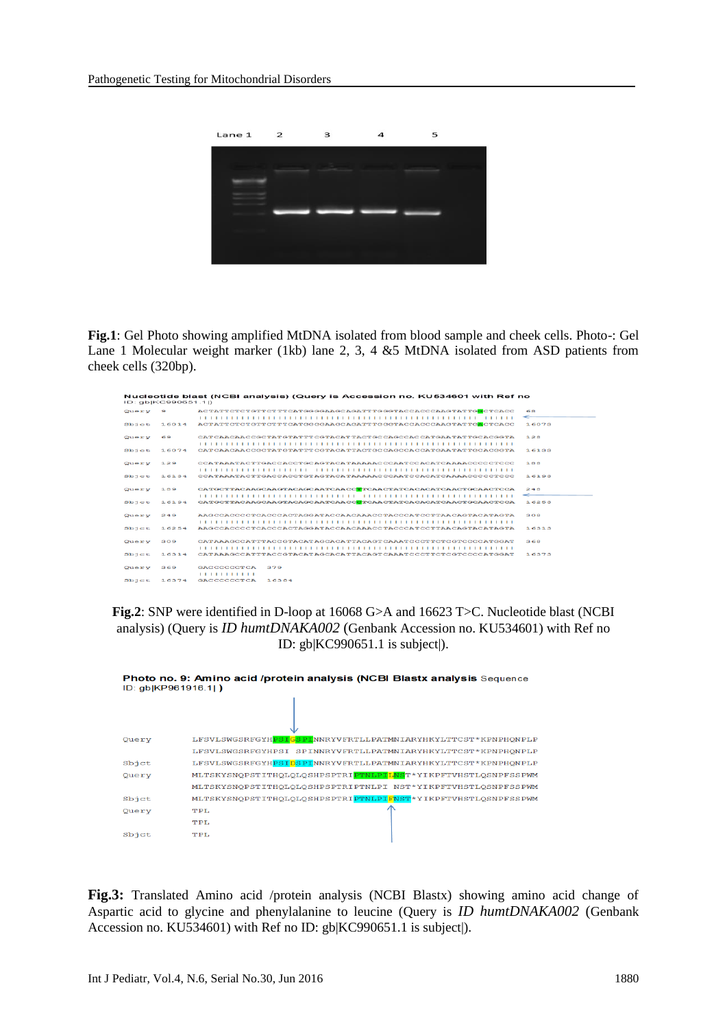**Fig.1**: Gel Photo showing amplified MtDNA isolated from blood sample and cheek cells. Photo-: Gel Lane 1 Molecular weight marker (1kb) lane 2, 3, 4 &5 MtDNA isolated from ASD patients from cheek cells (320bp).

**Fig.2**: SNP were identified in D-loop at 16068 G>A and 16623 T>C. Nucleotide blast (NCBI analysis) (Query is *ID humtDNAKA002* (Genbank Accession no. KU534601) with Ref no ID: gb|KC990651.1 is subject|).

**Fig.3:** Translated Amino acid /protein analysis (NCBI Blastx) showing amino acid change of Aspartic acid to glycine and phenylalanine to leucine (Query is *ID humtDNAKA002* (Genbank Accession no. KU534601) with Ref no ID: gb|KC990651.1 is subject|).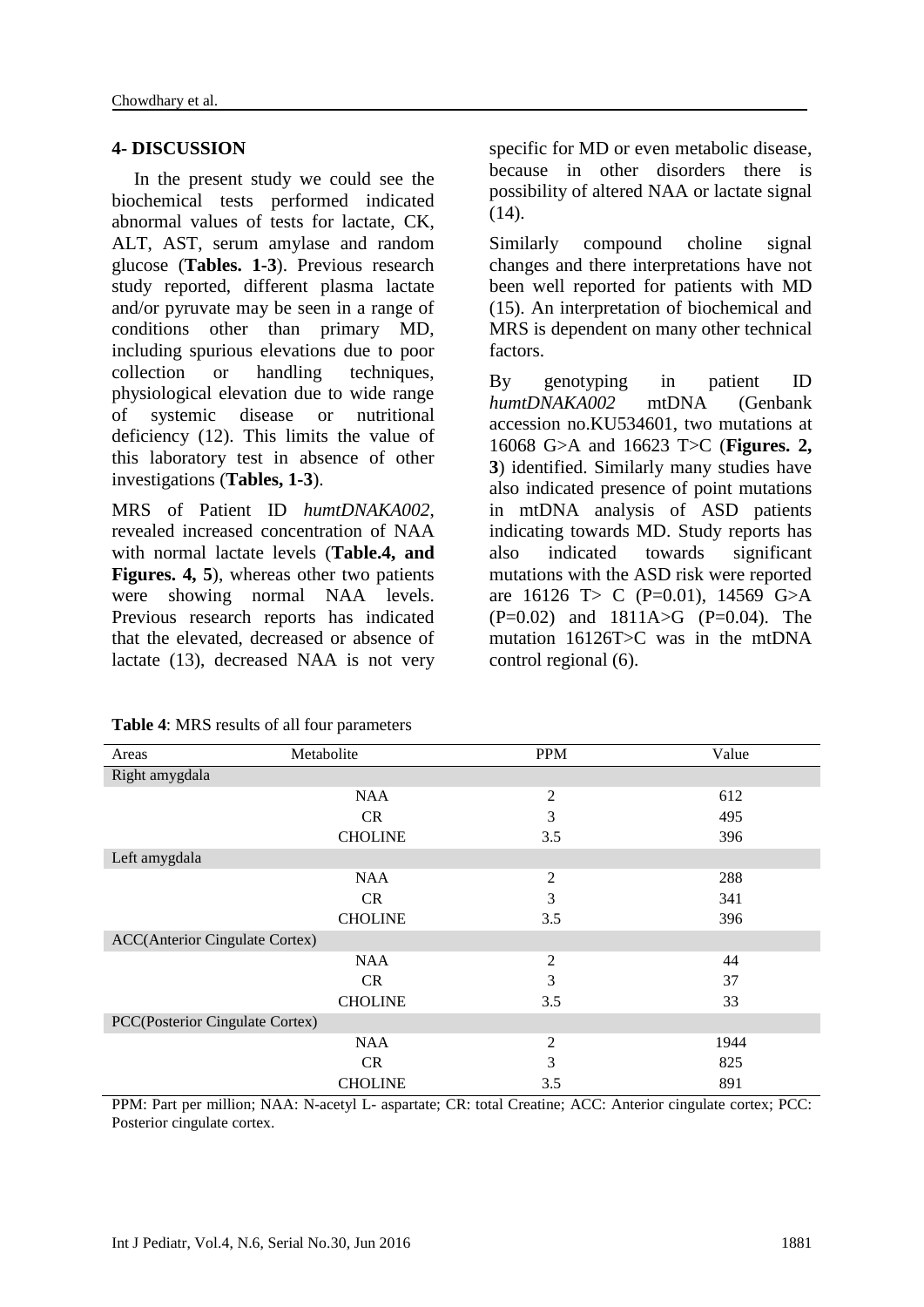## 4- DISCUSSION

In the present study we could see the biochemical tests performed indicated abnormal values of tests for lactate, CK, ALT, AST, serum amylase and random glucose (**Tables. 1-3**). Previous research study reported, different plasma lactate and/or pyruvate may be seen in a range of conditions other than primary MD, including spurious elevations due to poor collection or handling techniques, physiological elevation due to wide range of systemic disease or nutritional deficiency (12). This limits the value of this laboratory test in absence of other investigations (**Tables, 1-3**).

MRS of Patient ID *humtDNAKA002*, revealed increased concentration of NAA with normal lactate levels (**Table.4, and Figures. 4, 5**), whereas other two patients were showing normal NAA levels. Previous research reports has indicated that the elevated, decreased or absence of lactate (13), decreased NAA is not very specific for MD or even metabolic disease, because in other disorders there is possibility of altered NAA or lactate signal (14).

Similarly compound choline signal changes and there interpretations have not been well reported for patients with MD (15). An interpretation of biochemical and MRS is dependent on many other technical factors.

By genotyping in patient ID *humtDNAKA002* mtDNA (Genbank accession no.KU534601, two mutations at 16068 G>A and 16623 T>C (**Figures. 2, 3**) identified. Similarly many studies have also indicated presence of point mutations in mtDNA analysis of ASD patients indicating towards MD. Study reports has also indicated towards significant mutations with the ASD risk were reported are 16126 T> C (P=0.01), 14569 G>A (P=0.02) and 1811A>G (P=0.04). The mutation 16126T>C was in the mtDNA control regional (6).

**Table 4**: MRS results of all four parameters

| Areas | Metabolite | PPM | Value |
|---|---|---|---|
| Right amygdala | | | |
| | NAA | 2 | 612 |
| | CR | 3 | 495 |
| | CHOLINE | 3.5 | 396 |
| Left amygdala | | | |
| | NAA | 2 | 288 |
| | CR | 3 | 341 |
| | CHOLINE | 3.5 | 396 |
| ACC(Anterior Cingulate Cortex) | | | |
| | NAA | 2 | 44 |
| | CR | 3 | 37 |
| | CHOLINE | 3.5 | 33 |
| PCC(Posterior Cingulate Cortex) | | | |
| | NAA | 2 | 1944 |
| | CR | 3 | 825 |
| | CHOLINE | 3.5 | 891 |

PPM: Part per million; NAA: N-acetyl L- aspartate; CR: total Creatine; ACC: Anterior cingulate cortex; PCC: Posterior cingulate cortex.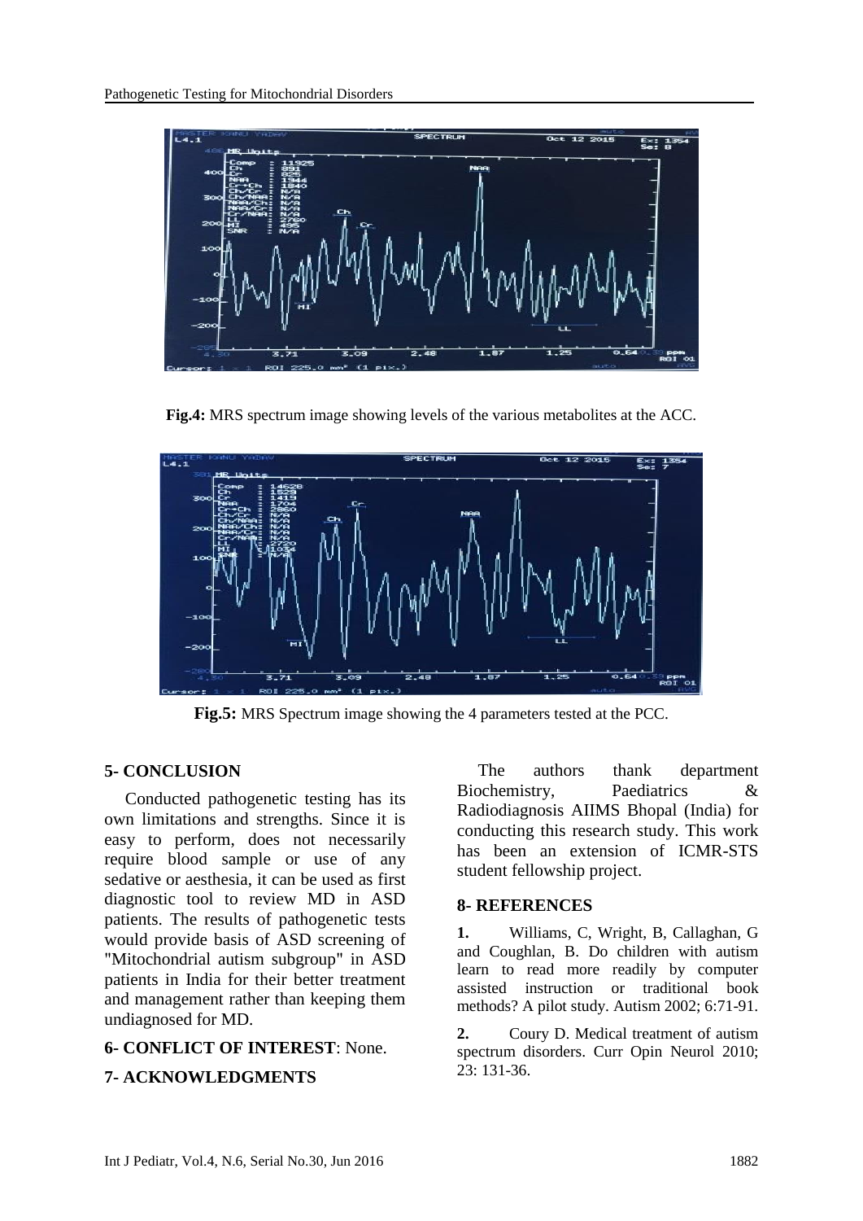**Fig.4:** MRS spectrum image showing levels of the various metabolites at the ACC.

**Fig.5:** MRS Spectrum image showing the 4 parameters tested at the PCC.

## 5- CONCLUSION

Conducted pathogenetic testing has its own limitations and strengths. Since it is easy to perform, does not necessarily require blood sample or use of any sedative or aesthesia, it can be used as first diagnostic tool to review MD in ASD patients. The results of pathogenetic tests would provide basis of ASD screening of "Mitochondrial autism subgroup" in ASD patients in India for their better treatment and management rather than keeping them undiagnosed for MD.

## 6- CONFLICT OF INTEREST: None.

## 7- ACKNOWLEDGMENTS

The authors thank department Biochemistry, Paediatrics & Radiodiagnosis AIIMS Bhopal (India) for conducting this research study. This work has been an extension of ICMR-STS student fellowship project.

## 8- REFERENCES

**1.** Williams, C, Wright, B, Callaghan, G and Coughlan, B. Do children with autism learn to read more readily by computer assisted instruction or traditional book methods? A pilot study. Autism 2002; 6:71-91.

**2.** Coury D. Medical treatment of autism spectrum disorders. Curr Opin Neurol 2010; 23: 131-36.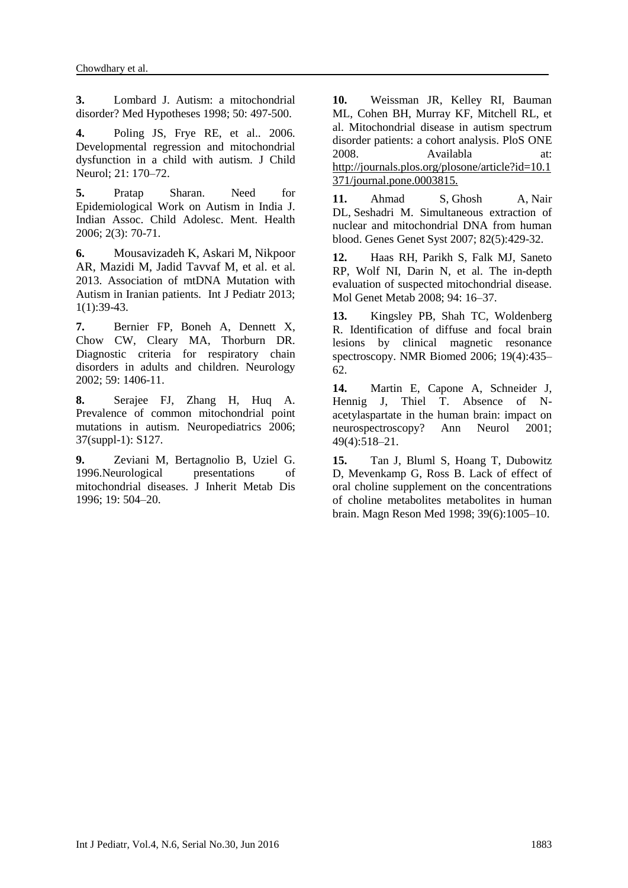**3.** Lombard J. Autism: a mitochondrial disorder? Med Hypotheses 1998; 50: 497-500.

**4.** Poling JS, Frye RE, et al.. 2006. Developmental regression and mitochondrial dysfunction in a child with autism. J Child Neurol; 21: 170–72.

**5.** Pratap Sharan. Need for Epidemiological Work on Autism in India J. Indian Assoc. Child Adolesc. Ment. Health 2006; 2(3): 70-71.

**6.** Mousavizadeh K, Askari M, Nikpoor AR, Mazidi M, Jadid Tavvaf M, et al. et al. 2013. Association of mtDNA Mutation with Autism in Iranian patients. Int J Pediatr 2013; 1(1):39-43.

**7.** Bernier FP, Boneh A, Dennett X, Chow CW, Cleary MA, Thorburn DR. Diagnostic criteria for respiratory chain disorders in adults and children. Neurology 2002; 59: 1406-11.

**8.** Serajee FJ, Zhang H, Huq A. Prevalence of common mitochondrial point mutations in autism. Neuropediatrics 2006; 37(suppl-1): S127.

**9.** Zeviani M, Bertagnolio B, Uziel G. 1996.Neurological presentations of mitochondrial diseases. J Inherit Metab Dis 1996; 19: 504–20.

**10.** Weissman JR, Kelley RI, Bauman ML, Cohen BH, Murray KF, Mitchell RL, et al. Mitochondrial disease in autism spectrum disorder patients: a cohort analysis. PloS ONE 2008. Availabla at: http://journals.plos.org/plosone/article?id=10.1371/journal.pone.0003815.

**11.** Ahmad S, Ghosh A, Nair DL, Seshadri M. Simultaneous extraction of nuclear and mitochondrial DNA from human blood. Genes Genet Syst 2007; 82(5):429-32.

**12.** Haas RH, Parikh S, Falk MJ, Saneto RP, Wolf NI, Darin N, et al. The in-depth evaluation of suspected mitochondrial disease. Mol Genet Metab 2008; 94: 16–37.

**13.** Kingsley PB, Shah TC, Woldenberg R. Identification of diffuse and focal brain lesions by clinical magnetic resonance spectroscopy. NMR Biomed 2006; 19(4):435–62.

**14.** Martin E, Capone A, Schneider J, Hennig J, Thiel T. Absence of N-acetylaspartate in the human brain: impact on neurospectroscopy? Ann Neurol 2001; 49(4):518–21.

**15.** Tan J, Bluml S, Hoang T, Dubowitz D, Mevenkamp G, Ross B. Lack of effect of oral choline supplement on the concentrations of choline metabolites metabolites in human brain. Magn Reson Med 1998; 39(6):1005–10.